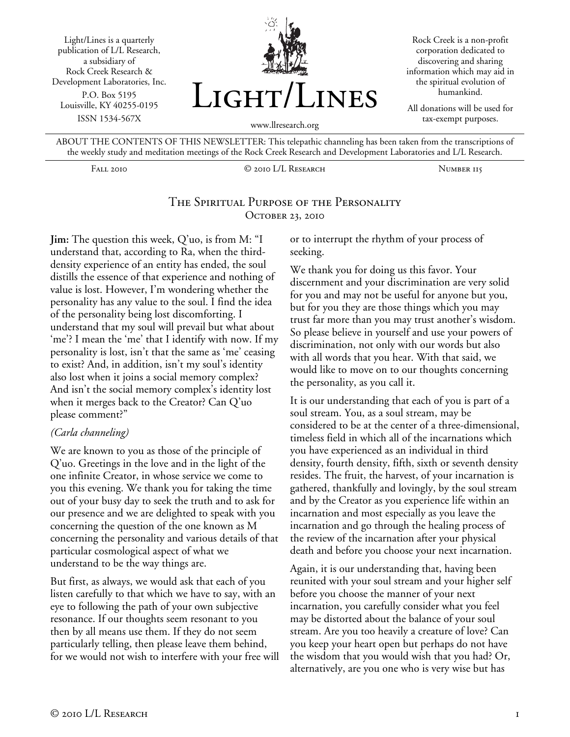Light/Lines is a quarterly publication of L/L Research, a subsidiary of Rock Creek Research & Development Laboratories, Inc.
P.O. Box 5195
Louisville, KY 40255-0195
ISSN 1534-567X

# Light/Lines

www.llresearch.org

Rock Creek is a non-profit corporation dedicated to discovering and sharing information which may aid in the spiritual evolution of humankind.

All donations will be used for tax-exempt purposes.

ABOUT THE CONTENTS OF THIS NEWSLETTER: This telepathic channeling has been taken from the transcriptions of the weekly study and meditation meetings of the Rock Creek Research and Development Laboratories and L/L Research.

Fall 2010 — © 2010 L/L Research — Number 115

## The Spiritual Purpose of the Personality
### October 23, 2010

**Jim:** The question this week, Q'uo, is from M: "I understand that, according to Ra, when the third-density experience of an entity has ended, the soul distills the essence of that experience and nothing of value is lost. However, I'm wondering whether the personality has any value to the soul. I find the idea of the personality being lost discomforting. I understand that my soul will prevail but what about 'me'? I mean the 'me' that I identify with now. If my personality is lost, isn't that the same as 'me' ceasing to exist? And, in addition, isn't my soul's identity also lost when it joins a social memory complex? And isn't the social memory complex's identity lost when it merges back to the Creator? Can Q'uo please comment?"

*(Carla channeling)*

We are known to you as those of the principle of Q'uo. Greetings in the love and in the light of the one infinite Creator, in whose service we come to you this evening. We thank you for taking the time out of your busy day to seek the truth and to ask for our presence and we are delighted to speak with you concerning the question of the one known as M concerning the personality and various details of that particular cosmological aspect of what we understand to be the way things are.

But first, as always, we would ask that each of you listen carefully to that which we have to say, with an eye to following the path of your own subjective resonance. If our thoughts seem resonant to you then by all means use them. If they do not seem particularly telling, then please leave them behind, for we would not wish to interfere with your free will or to interrupt the rhythm of your process of seeking.

We thank you for doing us this favor. Your discernment and your discrimination are very solid for you and may not be useful for anyone but you, but for you they are those things which you may trust far more than you may trust another's wisdom. So please believe in yourself and use your powers of discrimination, not only with our words but also with all words that you hear. With that said, we would like to move on to our thoughts concerning the personality, as you call it.

It is our understanding that each of you is part of a soul stream. You, as a soul stream, may be considered to be at the center of a three-dimensional, timeless field in which all of the incarnations which you have experienced as an individual in third density, fourth density, fifth, sixth or seventh density resides. The fruit, the harvest, of your incarnation is gathered, thankfully and lovingly, by the soul stream and by the Creator as you experience life within an incarnation and most especially as you leave the incarnation and go through the healing process of the review of the incarnation after your physical death and before you choose your next incarnation.

Again, it is our understanding that, having been reunited with your soul stream and your higher self before you choose the manner of your next incarnation, you carefully consider what you feel may be distorted about the balance of your soul stream. Are you too heavily a creature of love? Can you keep your heart open but perhaps do not have the wisdom that you would wish that you had? Or, alternatively, are you one who is very wise but has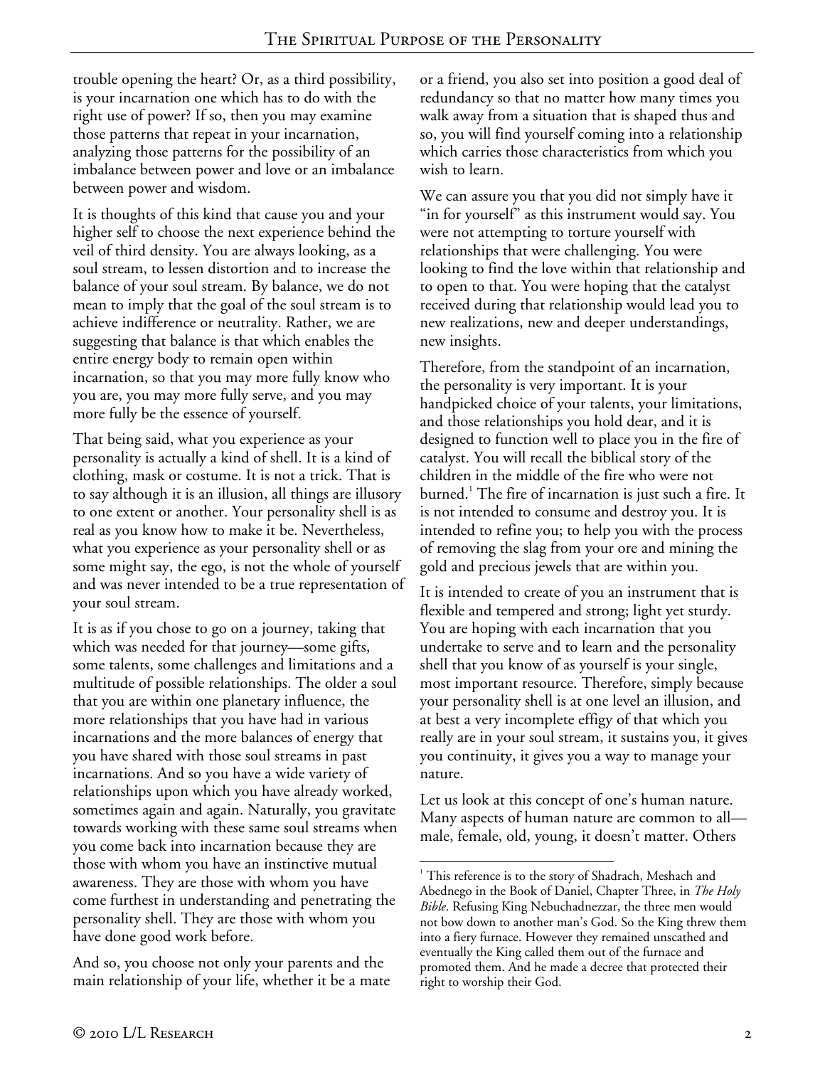trouble opening the heart? Or, as a third possibility, is your incarnation one which has to do with the right use of power? If so, then you may examine those patterns that repeat in your incarnation, analyzing those patterns for the possibility of an imbalance between power and love or an imbalance between power and wisdom.

It is thoughts of this kind that cause you and your higher self to choose the next experience behind the veil of third density. You are always looking, as a soul stream, to lessen distortion and to increase the balance of your soul stream. By balance, we do not mean to imply that the goal of the soul stream is to achieve indifference or neutrality. Rather, we are suggesting that balance is that which enables the entire energy body to remain open within incarnation, so that you may more fully know who you are, you may more fully serve, and you may more fully be the essence of yourself.

That being said, what you experience as your personality is actually a kind of shell. It is a kind of clothing, mask or costume. It is not a trick. That is to say although it is an illusion, all things are illusory to one extent or another. Your personality shell is as real as you know how to make it be. Nevertheless, what you experience as your personality shell or as some might say, the ego, is not the whole of yourself and was never intended to be a true representation of your soul stream.

It is as if you chose to go on a journey, taking that which was needed for that journey—some gifts, some talents, some challenges and limitations and a multitude of possible relationships. The older a soul that you are within one planetary influence, the more relationships that you have had in various incarnations and the more balances of energy that you have shared with those soul streams in past incarnations. And so you have a wide variety of relationships upon which you have already worked, sometimes again and again. Naturally, you gravitate towards working with these same soul streams when you come back into incarnation because they are those with whom you have an instinctive mutual awareness. They are those with whom you have come furthest in understanding and penetrating the personality shell. They are those with whom you have done good work before.

And so, you choose not only your parents and the main relationship of your life, whether it be a mate or a friend, you also set into position a good deal of redundancy so that no matter how many times you walk away from a situation that is shaped thus and so, you will find yourself coming into a relationship which carries those characteristics from which you wish to learn.

We can assure you that you did not simply have it "in for yourself" as this instrument would say. You were not attempting to torture yourself with relationships that were challenging. You were looking to find the love within that relationship and to open to that. You were hoping that the catalyst received during that relationship would lead you to new realizations, new and deeper understandings, new insights.

Therefore, from the standpoint of an incarnation, the personality is very important. It is your handpicked choice of your talents, your limitations, and those relationships you hold dear, and it is designed to function well to place you in the fire of catalyst. You will recall the biblical story of the children in the middle of the fire who were not burned.[1] The fire of incarnation is just such a fire. It is not intended to consume and destroy you. It is intended to refine you; to help you with the process of removing the slag from your ore and mining the gold and precious jewels that are within you.

It is intended to create of you an instrument that is flexible and tempered and strong; light yet sturdy. You are hoping with each incarnation that you undertake to serve and to learn and the personality shell that you know of as yourself is your single, most important resource. Therefore, simply because your personality shell is at one level an illusion, and at best a very incomplete effigy of that which you really are in your soul stream, it sustains you, it gives you continuity, it gives you a way to manage your nature.

Let us look at this concept of one's human nature. Many aspects of human nature are common to all—male, female, old, young, it doesn't matter. Others

---

[1] This reference is to the story of Shadrach, Meshach and Abednego in the Book of Daniel, Chapter Three, in *The Holy Bible*. Refusing King Nebuchadnezzar, the three men would not bow down to another man's God. So the King threw them into a fiery furnace. However they remained unscathed and eventually the King called them out of the furnace and promoted them. And he made a decree that protected their right to worship their God.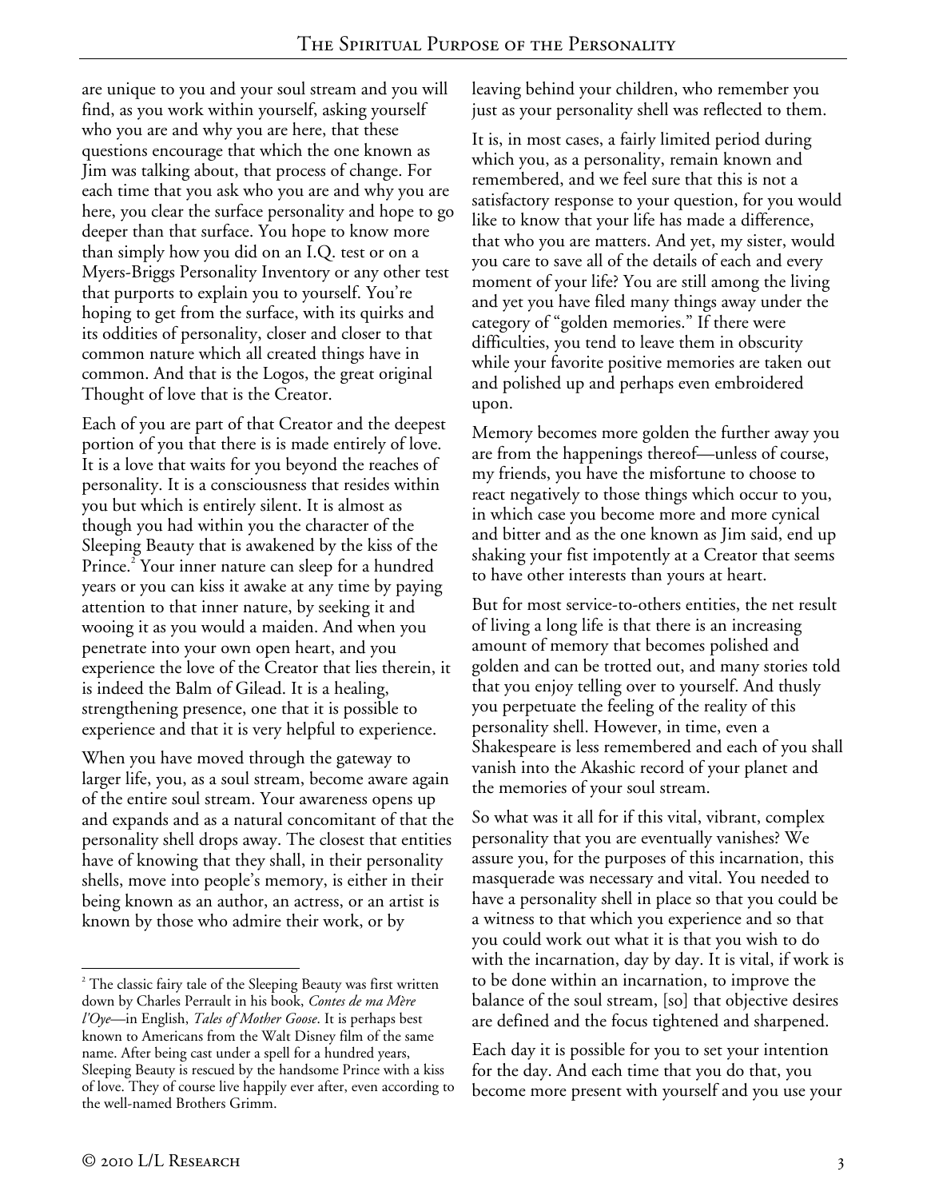are unique to you and your soul stream and you will find, as you work within yourself, asking yourself who you are and why you are here, that these questions encourage that which the one known as Jim was talking about, that process of change. For each time that you ask who you are and why you are here, you clear the surface personality and hope to go deeper than that surface. You hope to know more than simply how you did on an I.Q. test or on a Myers-Briggs Personality Inventory or any other test that purports to explain you to yourself. You're hoping to get from the surface, with its quirks and its oddities of personality, closer and closer to that common nature which all created things have in common. And that is the Logos, the great original Thought of love that is the Creator.

Each of you are part of that Creator and the deepest portion of you that there is is made entirely of love. It is a love that waits for you beyond the reaches of personality. It is a consciousness that resides within you but which is entirely silent. It is almost as though you had within you the character of the Sleeping Beauty that is awakened by the kiss of the Prince.[2] Your inner nature can sleep for a hundred years or you can kiss it awake at any time by paying attention to that inner nature, by seeking it and wooing it as you would a maiden. And when you penetrate into your own open heart, and you experience the love of the Creator that lies therein, it is indeed the Balm of Gilead. It is a healing, strengthening presence, one that it is possible to experience and that it is very helpful to experience.

When you have moved through the gateway to larger life, you, as a soul stream, become aware again of the entire soul stream. Your awareness opens up and expands and as a natural concomitant of that the personality shell drops away. The closest that entities have of knowing that they shall, in their personality shells, move into people's memory, is either in their being known as an author, an actress, or an artist is known by those who admire their work, or by leaving behind your children, who remember you just as your personality shell was reflected to them.

It is, in most cases, a fairly limited period during which you, as a personality, remain known and remembered, and we feel sure that this is not a satisfactory response to your question, for you would like to know that your life has made a difference, that who you are matters. And yet, my sister, would you care to save all of the details of each and every moment of your life? You are still among the living and yet you have filed many things away under the category of "golden memories." If there were difficulties, you tend to leave them in obscurity while your favorite positive memories are taken out and polished up and perhaps even embroidered upon.

Memory becomes more golden the further away you are from the happenings thereof—unless of course, my friends, you have the misfortune to choose to react negatively to those things which occur to you, in which case you become more and more cynical and bitter and as the one known as Jim said, end up shaking your fist impotently at a Creator that seems to have other interests than yours at heart.

But for most service-to-others entities, the net result of living a long life is that there is an increasing amount of memory that becomes polished and golden and can be trotted out, and many stories told that you enjoy telling over to yourself. And thusly you perpetuate the feeling of the reality of this personality shell. However, in time, even a Shakespeare is less remembered and each of you shall vanish into the Akashic record of your planet and the memories of your soul stream.

So what was it all for if this vital, vibrant, complex personality that you are eventually vanishes? We assure you, for the purposes of this incarnation, this masquerade was necessary and vital. You needed to have a personality shell in place so that you could be a witness to that which you experience and so that you could work out what it is that you wish to do with the incarnation, day by day. It is vital, if work is to be done within an incarnation, to improve the balance of the soul stream, [so] that objective desires are defined and the focus tightened and sharpened.

Each day it is possible for you to set your intention for the day. And each time that you do that, you become more present with yourself and you use your

---

[2] The classic fairy tale of the Sleeping Beauty was first written down by Charles Perrault in his book, *Contes de ma Mère l'Oye*—in English, *Tales of Mother Goose*. It is perhaps best known to Americans from the Walt Disney film of the same name. After being cast under a spell for a hundred years, Sleeping Beauty is rescued by the handsome Prince with a kiss of love. They of course live happily ever after, even according to the well-named Brothers Grimm.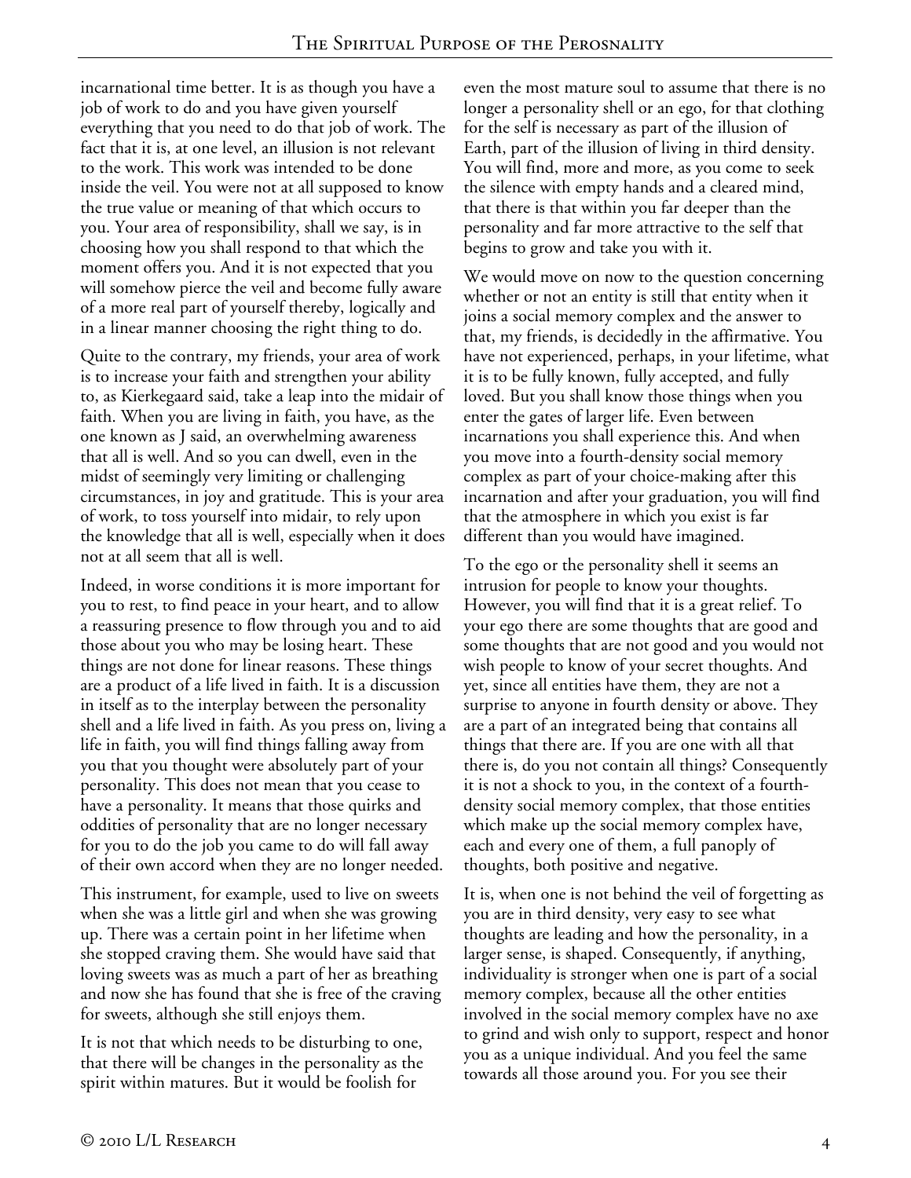incarnational time better. It is as though you have a job of work to do and you have given yourself everything that you need to do that job of work. The fact that it is, at one level, an illusion is not relevant to the work. This work was intended to be done inside the veil. You were not at all supposed to know the true value or meaning of that which occurs to you. Your area of responsibility, shall we say, is in choosing how you shall respond to that which the moment offers you. And it is not expected that you will somehow pierce the veil and become fully aware of a more real part of yourself thereby, logically and in a linear manner choosing the right thing to do.

Quite to the contrary, my friends, your area of work is to increase your faith and strengthen your ability to, as Kierkegaard said, take a leap into the midair of faith. When you are living in faith, you have, as the one known as J said, an overwhelming awareness that all is well. And so you can dwell, even in the midst of seemingly very limiting or challenging circumstances, in joy and gratitude. This is your area of work, to toss yourself into midair, to rely upon the knowledge that all is well, especially when it does not at all seem that all is well.

Indeed, in worse conditions it is more important for you to rest, to find peace in your heart, and to allow a reassuring presence to flow through you and to aid those about you who may be losing heart. These things are not done for linear reasons. These things are a product of a life lived in faith. It is a discussion in itself as to the interplay between the personality shell and a life lived in faith. As you press on, living a life in faith, you will find things falling away from you that you thought were absolutely part of your personality. This does not mean that you cease to have a personality. It means that those quirks and oddities of personality that are no longer necessary for you to do the job you came to do will fall away of their own accord when they are no longer needed.

This instrument, for example, used to live on sweets when she was a little girl and when she was growing up. There was a certain point in her lifetime when she stopped craving them. She would have said that loving sweets was as much a part of her as breathing and now she has found that she is free of the craving for sweets, although she still enjoys them.

It is not that which needs to be disturbing to one, that there will be changes in the personality as the spirit within matures. But it would be foolish for even the most mature soul to assume that there is no longer a personality shell or an ego, for that clothing for the self is necessary as part of the illusion of Earth, part of the illusion of living in third density. You will find, more and more, as you come to seek the silence with empty hands and a cleared mind, that there is that within you far deeper than the personality and far more attractive to the self that begins to grow and take you with it.

We would move on now to the question concerning whether or not an entity is still that entity when it joins a social memory complex and the answer to that, my friends, is decidedly in the affirmative. You have not experienced, perhaps, in your lifetime, what it is to be fully known, fully accepted, and fully loved. But you shall know those things when you enter the gates of larger life. Even between incarnations you shall experience this. And when you move into a fourth-density social memory complex as part of your choice-making after this incarnation and after your graduation, you will find that the atmosphere in which you exist is far different than you would have imagined.

To the ego or the personality shell it seems an intrusion for people to know your thoughts. However, you will find that it is a great relief. To your ego there are some thoughts that are good and some thoughts that are not good and you would not wish people to know of your secret thoughts. And yet, since all entities have them, they are not a surprise to anyone in fourth density or above. They are a part of an integrated being that contains all things that there are. If you are one with all that there is, do you not contain all things? Consequently it is not a shock to you, in the context of a fourth-density social memory complex, that those entities which make up the social memory complex have, each and every one of them, a full panoply of thoughts, both positive and negative.

It is, when one is not behind the veil of forgetting as you are in third density, very easy to see what thoughts are leading and how the personality, in a larger sense, is shaped. Consequently, if anything, individuality is stronger when one is part of a social memory complex, because all the other entities involved in the social memory complex have no axe to grind and wish only to support, respect and honor you as a unique individual. And you feel the same towards all those around you. For you see their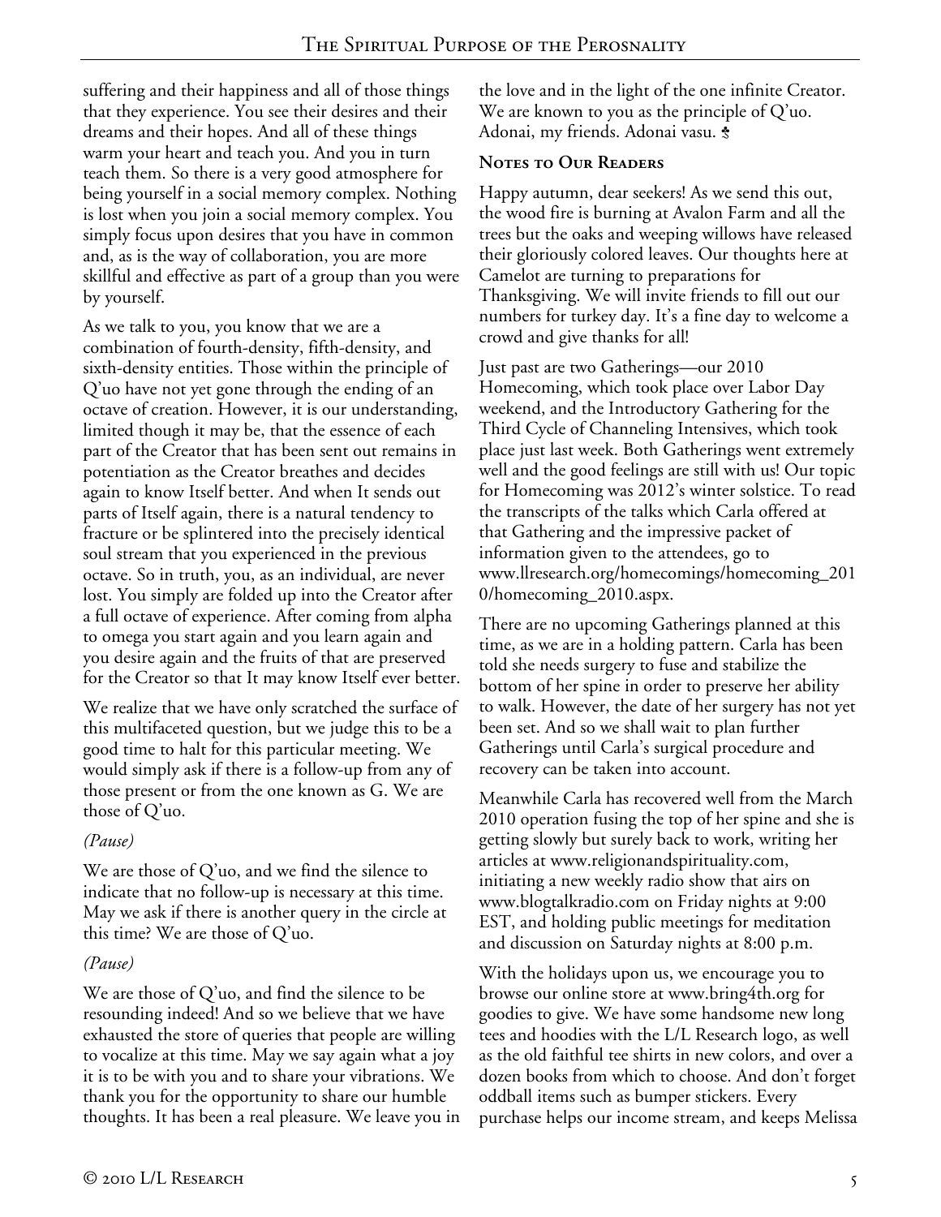suffering and their happiness and all of those things that they experience. You see their desires and their dreams and their hopes. And all of these things warm your heart and teach you. And you in turn teach them. So there is a very good atmosphere for being yourself in a social memory complex. Nothing is lost when you join a social memory complex. You simply focus upon desires that you have in common and, as is the way of collaboration, you are more skillful and effective as part of a group than you were by yourself.

As we talk to you, you know that we are a combination of fourth-density, fifth-density, and sixth-density entities. Those within the principle of Q'uo have not yet gone through the ending of an octave of creation. However, it is our understanding, limited though it may be, that the essence of each part of the Creator that has been sent out remains in potentiation as the Creator breathes and decides again to know Itself better. And when It sends out parts of Itself again, there is a natural tendency to fracture or be splintered into the precisely identical soul stream that you experienced in the previous octave. So in truth, you, as an individual, are never lost. You simply are folded up into the Creator after a full octave of experience. After coming from alpha to omega you start again and you learn again and you desire again and the fruits of that are preserved for the Creator so that It may know Itself ever better.

We realize that we have only scratched the surface of this multifaceted question, but we judge this to be a good time to halt for this particular meeting. We would simply ask if there is a follow-up from any of those present or from the one known as G. We are those of Q'uo.

*(Pause)*

We are those of Q'uo, and we find the silence to indicate that no follow-up is necessary at this time. May we ask if there is another query in the circle at this time? We are those of Q'uo.

*(Pause)*

We are those of Q'uo, and find the silence to be resounding indeed! And so we believe that we have exhausted the store of queries that people are willing to vocalize at this time. May we say again what a joy it is to be with you and to share your vibrations. We thank you for the opportunity to share our humble thoughts. It has been a real pleasure. We leave you in the love and in the light of the one infinite Creator. We are known to you as the principle of Q'uo. Adonai, my friends. Adonai vasu.

## Notes to Our Readers

Happy autumn, dear seekers! As we send this out, the wood fire is burning at Avalon Farm and all the trees but the oaks and weeping willows have released their gloriously colored leaves. Our thoughts here at Camelot are turning to preparations for Thanksgiving. We will invite friends to fill out our numbers for turkey day. It's a fine day to welcome a crowd and give thanks for all!

Just past are two Gatherings—our 2010 Homecoming, which took place over Labor Day weekend, and the Introductory Gathering for the Third Cycle of Channeling Intensives, which took place just last week. Both Gatherings went extremely well and the good feelings are still with us! Our topic for Homecoming was 2012's winter solstice. To read the transcripts of the talks which Carla offered at that Gathering and the impressive packet of information given to the attendees, go to www.llresearch.org/homecomings/homecoming_2010/homecoming_2010.aspx.

There are no upcoming Gatherings planned at this time, as we are in a holding pattern. Carla has been told she needs surgery to fuse and stabilize the bottom of her spine in order to preserve her ability to walk. However, the date of her surgery has not yet been set. And so we shall wait to plan further Gatherings until Carla's surgical procedure and recovery can be taken into account.

Meanwhile Carla has recovered well from the March 2010 operation fusing the top of her spine and she is getting slowly but surely back to work, writing her articles at www.religionandspirituality.com, initiating a new weekly radio show that airs on www.blogtalkradio.com on Friday nights at 9:00 EST, and holding public meetings for meditation and discussion on Saturday nights at 8:00 p.m.

With the holidays upon us, we encourage you to browse our online store at www.bring4th.org for goodies to give. We have some handsome new long tees and hoodies with the L/L Research logo, as well as the old faithful tee shirts in new colors, and over a dozen books from which to choose. And don't forget oddball items such as bumper stickers. Every purchase helps our income stream, and keeps Melissa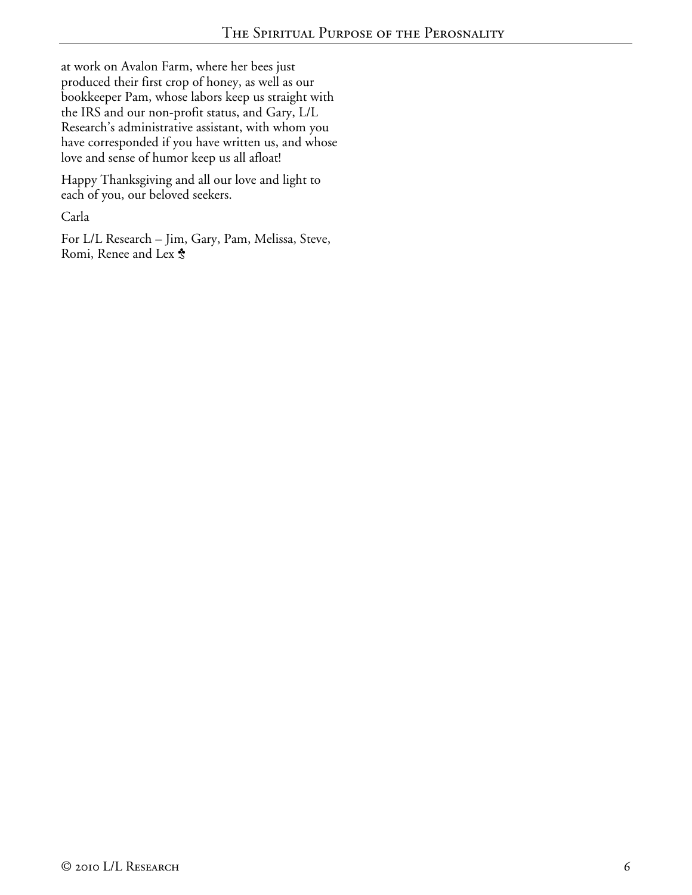at work on Avalon Farm, where her bees just produced their first crop of honey, as well as our bookkeeper Pam, whose labors keep us straight with the IRS and our non-profit status, and Gary, L/L Research's administrative assistant, with whom you have corresponded if you have written us, and whose love and sense of humor keep us all afloat!

Happy Thanksgiving and all our love and light to each of you, our beloved seekers.

Carla

For L/L Research – Jim, Gary, Pam, Melissa, Steve, Romi, Renee and Lex ♣